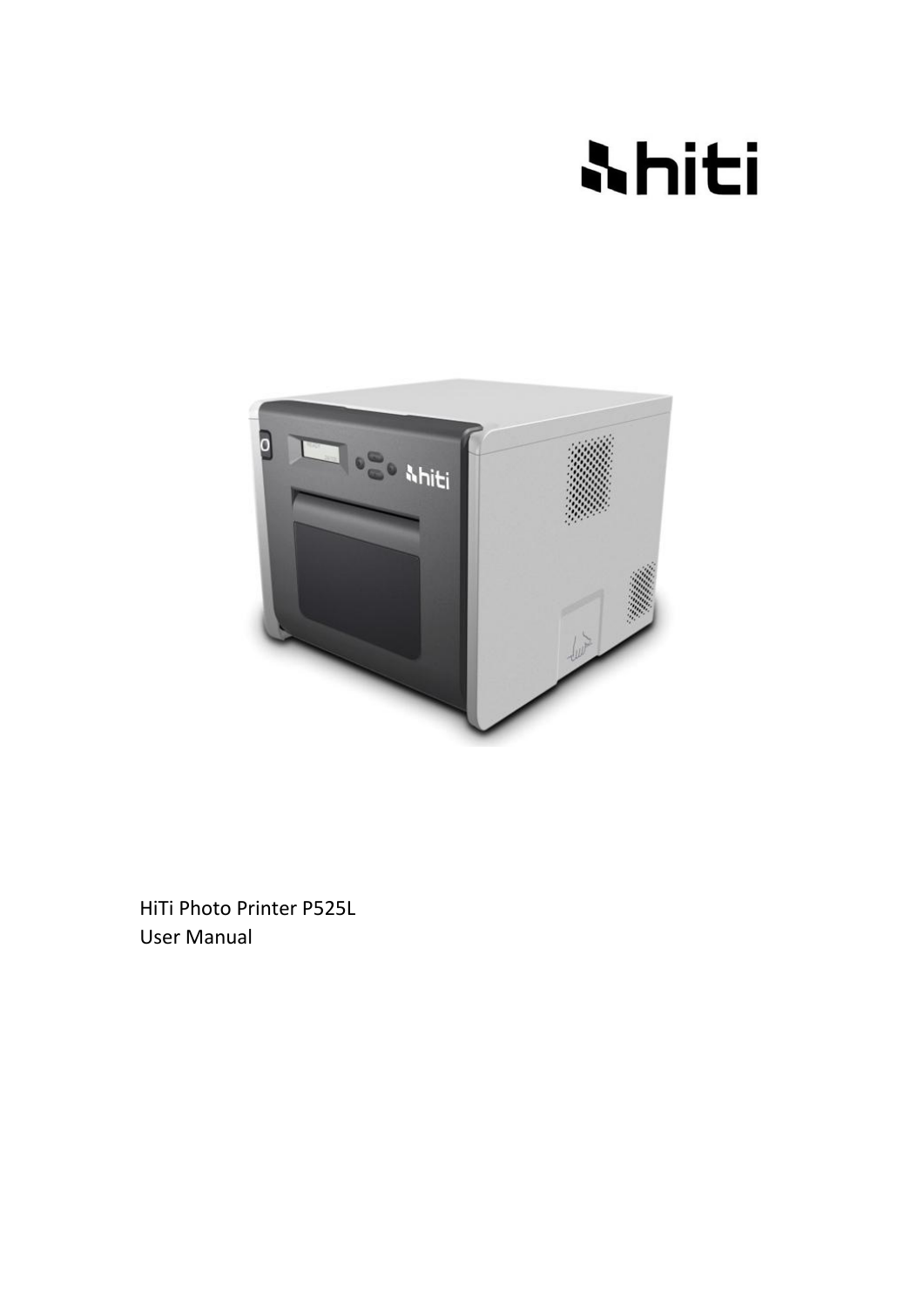HiTi Photo Printer P525L
User Manual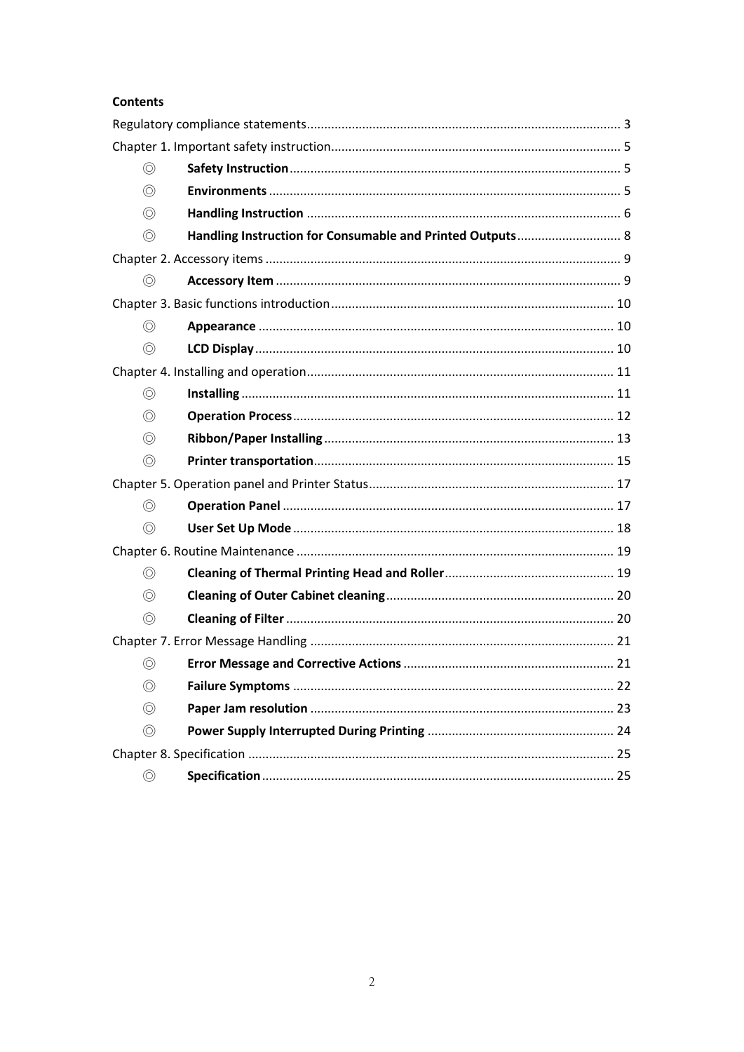**Contents**

Regulatory compliance statements........................................................................................ 3

Chapter 1. Important safety instruction.................................................................................. 5

- ◎ **Safety Instruction**............................................................................................. 5
- ◎ **Environments**.................................................................................................... 5
- ◎ **Handling Instruction**......................................................................................... 6
- ◎ **Handling Instruction for Consumable and Printed Outputs**............................. 8

Chapter 2. Accessory items ..................................................................................................... 9

- ◎ **Accessory Item**.................................................................................................. 9

Chapter 3. Basic functions introduction................................................................................ 10

- ◎ **Appearance**..................................................................................................... 10
- ◎ **LCD Display**...................................................................................................... 10

Chapter 4. Installing and operation....................................................................................... 11

- ◎ **Installing**.......................................................................................................... 11
- ◎ **Operation Process**........................................................................................... 12
- ◎ **Ribbon/Paper Installing**.................................................................................. 13
- ◎ **Printer transportation**..................................................................................... 15

Chapter 5. Operation panel and Printer Status...................................................................... 17

- ◎ **Operation Panel**.............................................................................................. 17
- ◎ **User Set Up Mode**........................................................................................... 18

Chapter 6. Routine Maintenance .......................................................................................... 19

- ◎ **Cleaning of Thermal Printing Head and Roller**................................................ 19
- ◎ **Cleaning of Outer Cabinet cleaning**................................................................. 20
- ◎ **Cleaning of Filter**............................................................................................. 20

Chapter 7. Error Message Handling ...................................................................................... 21

- ◎ **Error Message and Corrective Actions**............................................................ 21
- ◎ **Failure Symptoms**........................................................................................... 22
- ◎ **Paper Jam resolution**...................................................................................... 23
- ◎ **Power Supply Interrupted During Printing**..................................................... 24

Chapter 8. Specification ........................................................................................................ 25

- ◎ **Specification**.................................................................................................... 25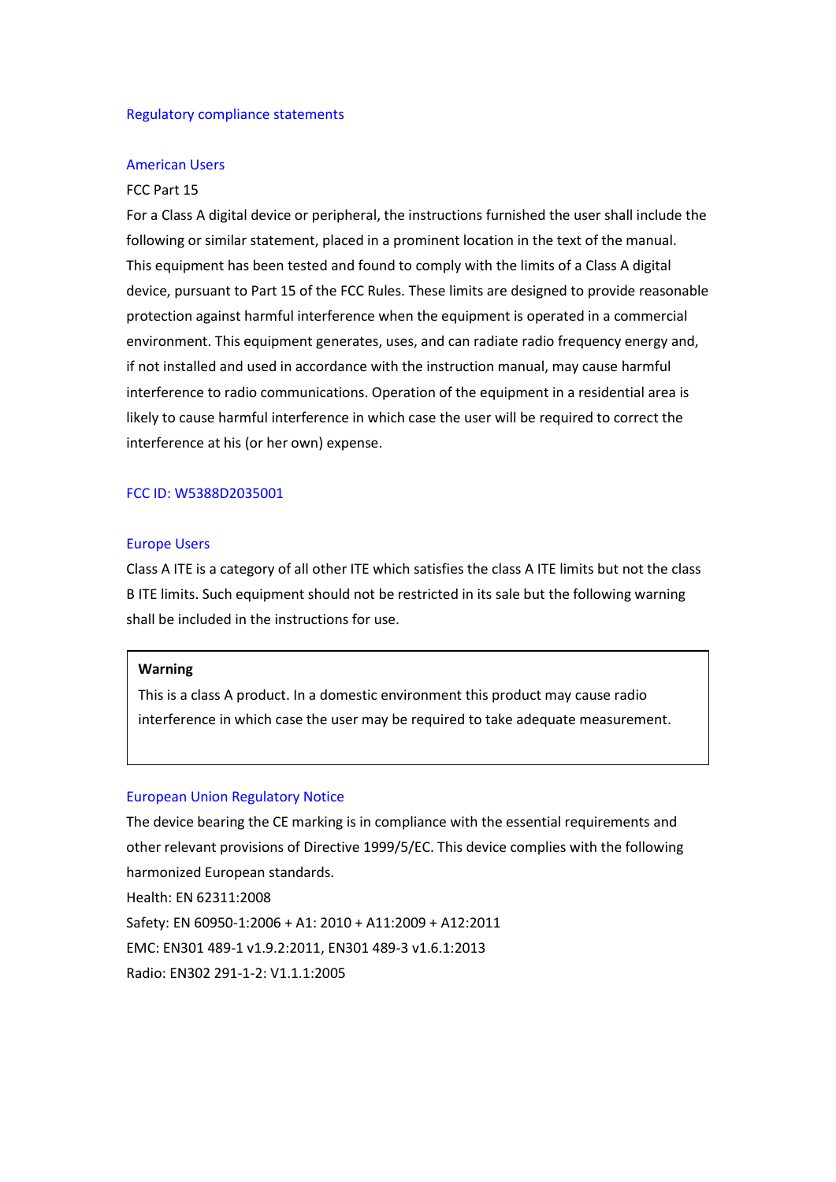## Regulatory compliance statements

### American Users

FCC Part 15

For a Class A digital device or peripheral, the instructions furnished the user shall include the following or similar statement, placed in a prominent location in the text of the manual. This equipment has been tested and found to comply with the limits of a Class A digital device, pursuant to Part 15 of the FCC Rules. These limits are designed to provide reasonable protection against harmful interference when the equipment is operated in a commercial environment. This equipment generates, uses, and can radiate radio frequency energy and, if not installed and used in accordance with the instruction manual, may cause harmful interference to radio communications. Operation of the equipment in a residential area is likely to cause harmful interference in which case the user will be required to correct the interference at his (or her own) expense.

### FCC ID: W5388D2035001

### Europe Users

Class A ITE is a category of all other ITE which satisfies the class A ITE limits but not the class B ITE limits. Such equipment should not be restricted in its sale but the following warning shall be included in the instructions for use.

> **Warning**
>
> This is a class A product. In a domestic environment this product may cause radio interference in which case the user may be required to take adequate measurement.

### European Union Regulatory Notice

The device bearing the CE marking is in compliance with the essential requirements and other relevant provisions of Directive 1999/5/EC. This device complies with the following harmonized European standards.

Health: EN 62311:2008

Safety: EN 60950-1:2006 + A1: 2010 + A11:2009 + A12:2011

EMC: EN301 489-1 v1.9.2:2011, EN301 489-3 v1.6.1:2013

Radio: EN302 291-1-2: V1.1.1:2005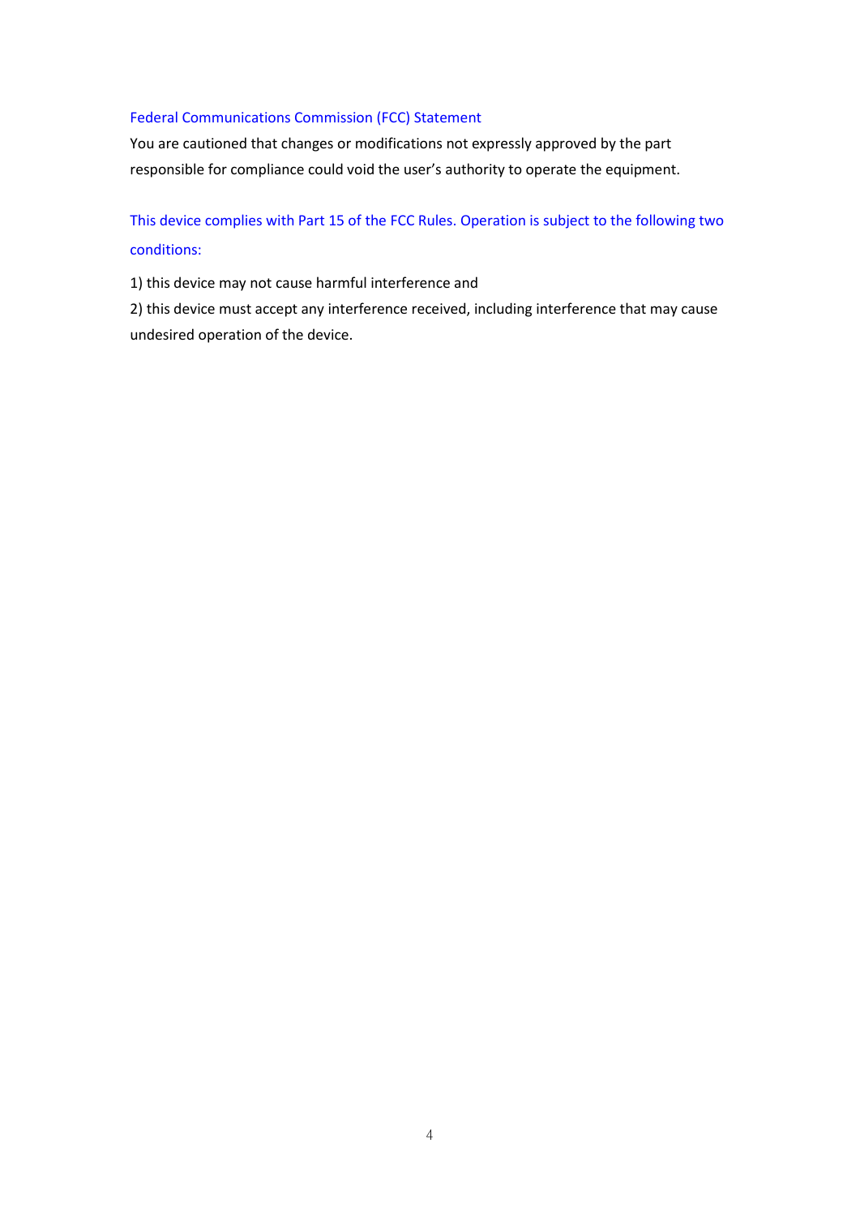## Federal Communications Commission (FCC) Statement

You are cautioned that changes or modifications not expressly approved by the part responsible for compliance could void the user's authority to operate the equipment.

This device complies with Part 15 of the FCC Rules. Operation is subject to the following two conditions:

1) this device may not cause harmful interference and

2) this device must accept any interference received, including interference that may cause undesired operation of the device.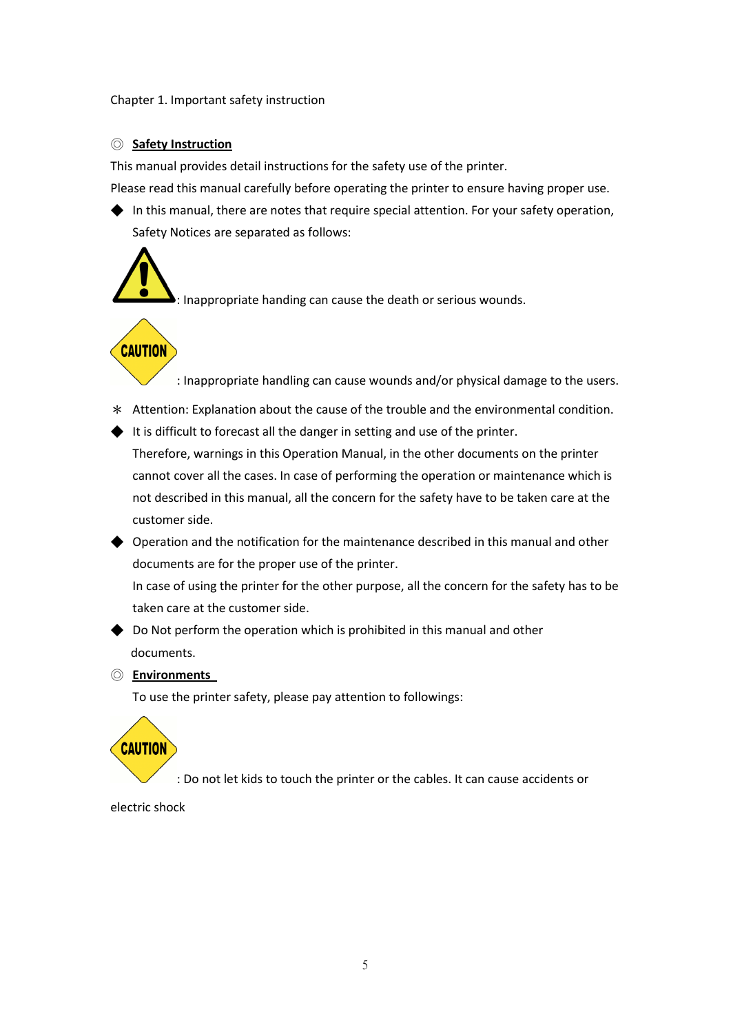Chapter 1. Important safety instruction

◎ **Safety Instruction**

This manual provides detail instructions for the safety use of the printer.

Please read this manual carefully before operating the printer to ensure having proper use.

◆ In this manual, there are notes that require special attention. For your safety operation, Safety Notices are separated as follows:

: Inappropriate handing can cause the death or serious wounds.

: Inappropriate handling can cause wounds and/or physical damage to the users.

＊ Attention: Explanation about the cause of the trouble and the environmental condition.

◆ It is difficult to forecast all the danger in setting and use of the printer.
Therefore, warnings in this Operation Manual, in the other documents on the printer cannot cover all the cases. In case of performing the operation or maintenance which is not described in this manual, all the concern for the safety have to be taken care at the customer side.

◆ Operation and the notification for the maintenance described in this manual and other documents are for the proper use of the printer.
In case of using the printer for the other purpose, all the concern for the safety has to be taken care at the customer side.

◆ Do Not perform the operation which is prohibited in this manual and other documents.

◎ **Environments**

To use the printer safety, please pay attention to followings:

: Do not let kids to touch the printer or the cables. It can cause accidents or electric shock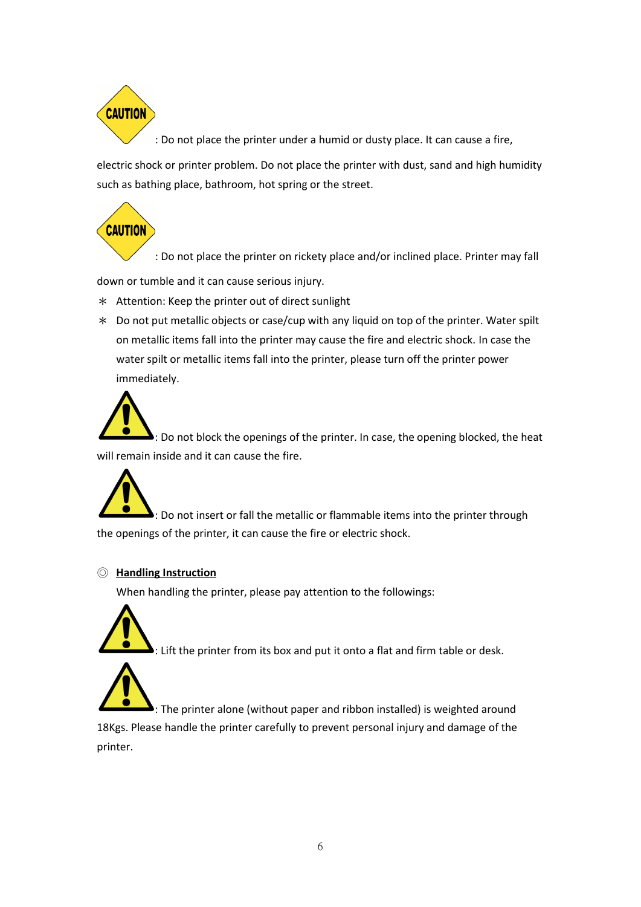CAUTION: Do not place the printer under a humid or dusty place. It can cause a fire, electric shock or printer problem. Do not place the printer with dust, sand and high humidity such as bathing place, bathroom, hot spring or the street.

CAUTION: Do not place the printer on rickety place and/or inclined place. Printer may fall down or tumble and it can cause serious injury.

- ∗ Attention: Keep the printer out of direct sunlight
- ∗ Do not put metallic objects or case/cup with any liquid on top of the printer. Water spilt on metallic items fall into the printer may cause the fire and electric shock. In case the water spilt or metallic items fall into the printer, please turn off the printer power immediately.

⚠: Do not block the openings of the printer. In case, the opening blocked, the heat will remain inside and it can cause the fire.

⚠: Do not insert or fall the metallic or flammable items into the printer through the openings of the printer, it can cause the fire or electric shock.

◎ **Handling Instruction**

When handling the printer, please pay attention to the followings:

⚠: Lift the printer from its box and put it onto a flat and firm table or desk.

⚠: The printer alone (without paper and ribbon installed) is weighted around 18Kgs. Please handle the printer carefully to prevent personal injury and damage of the printer.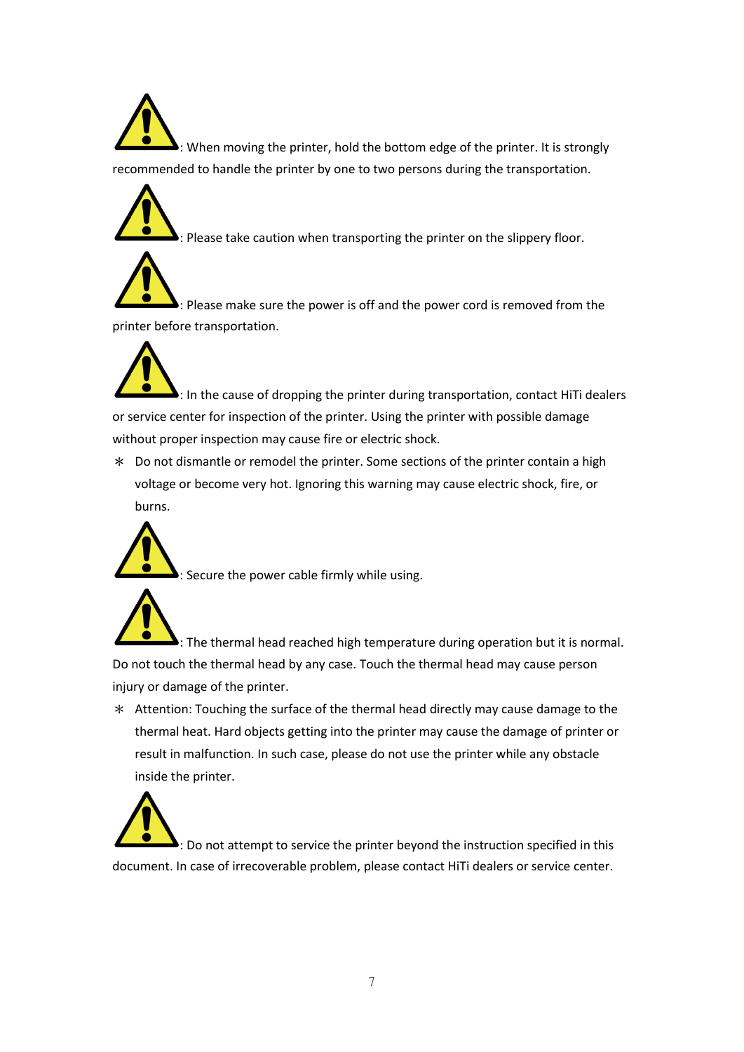⚠: When moving the printer, hold the bottom edge of the printer. It is strongly recommended to handle the printer by one to two persons during the transportation.

⚠: Please take caution when transporting the printer on the slippery floor.

⚠: Please make sure the power is off and the power cord is removed from the printer before transportation.

⚠: In the cause of dropping the printer during transportation, contact HiTi dealers or service center for inspection of the printer. Using the printer with possible damage without proper inspection may cause fire or electric shock.

∗ Do not dismantle or remodel the printer. Some sections of the printer contain a high voltage or become very hot. Ignoring this warning may cause electric shock, fire, or burns.

⚠: Secure the power cable firmly while using.

⚠: The thermal head reached high temperature during operation but it is normal. Do not touch the thermal head by any case. Touch the thermal head may cause person injury or damage of the printer.

∗ Attention: Touching the surface of the thermal head directly may cause damage to the thermal heat. Hard objects getting into the printer may cause the damage of printer or result in malfunction. In such case, please do not use the printer while any obstacle inside the printer.

⚠: Do not attempt to service the printer beyond the instruction specified in this document. In case of irrecoverable problem, please contact HiTi dealers or service center.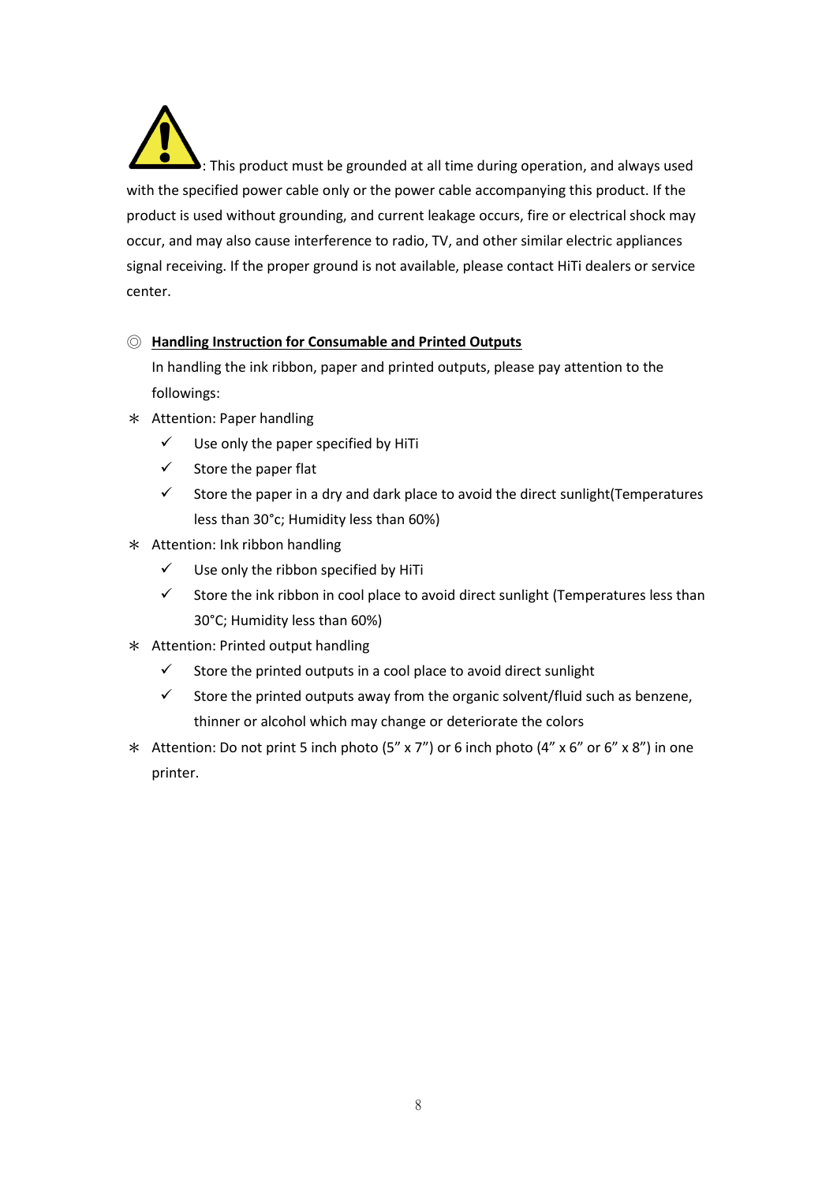⚠: This product must be grounded at all time during operation, and always used with the specified power cable only or the power cable accompanying this product. If the product is used without grounding, and current leakage occurs, fire or electrical shock may occur, and may also cause interference to radio, TV, and other similar electric appliances signal receiving. If the proper ground is not available, please contact HiTi dealers or service center.

◎ **Handling Instruction for Consumable and Printed Outputs**

In handling the ink ribbon, paper and printed outputs, please pay attention to the followings:

∗ Attention: Paper handling
  - ✓ Use only the paper specified by HiTi
  - ✓ Store the paper flat
  - ✓ Store the paper in a dry and dark place to avoid the direct sunlight(Temperatures less than 30°c; Humidity less than 60%)

∗ Attention: Ink ribbon handling
  - ✓ Use only the ribbon specified by HiTi
  - ✓ Store the ink ribbon in cool place to avoid direct sunlight (Temperatures less than 30°C; Humidity less than 60%)

∗ Attention: Printed output handling
  - ✓ Store the printed outputs in a cool place to avoid direct sunlight
  - ✓ Store the printed outputs away from the organic solvent/fluid such as benzene, thinner or alcohol which may change or deteriorate the colors

∗ Attention: Do not print 5 inch photo (5" x 7") or 6 inch photo (4" x 6" or 6" x 8") in one printer.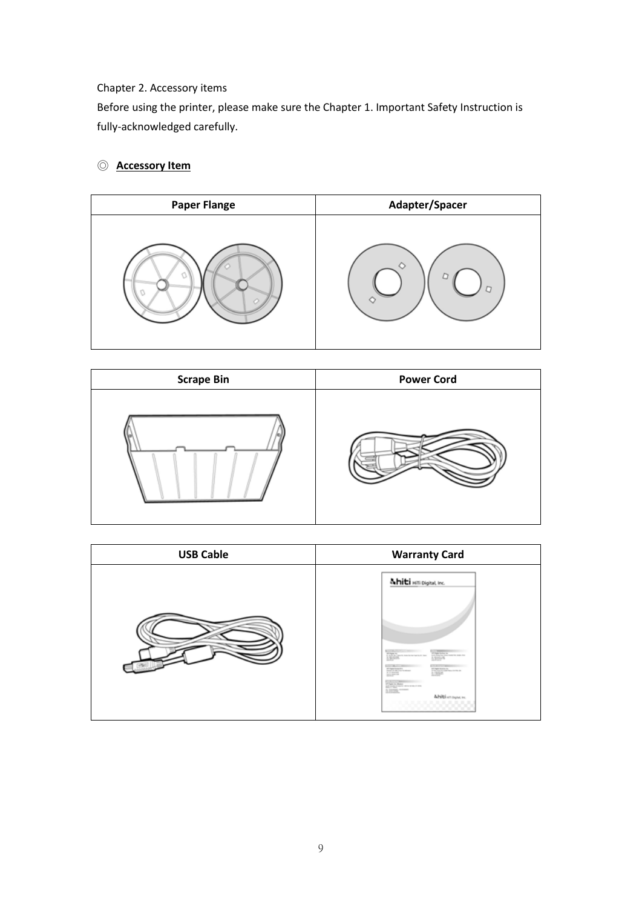Chapter 2. Accessory items

Before using the printer, please make sure the Chapter 1. Important Safety Instruction is fully-acknowledged carefully.

◎ **Accessory Item**

| Paper Flange | Adapter/Spacer |
| --- | --- |
| | |

| Scrape Bin | Power Cord |
| --- | --- |
| | |

| USB Cable | Warranty Card |
| --- | --- |
| | |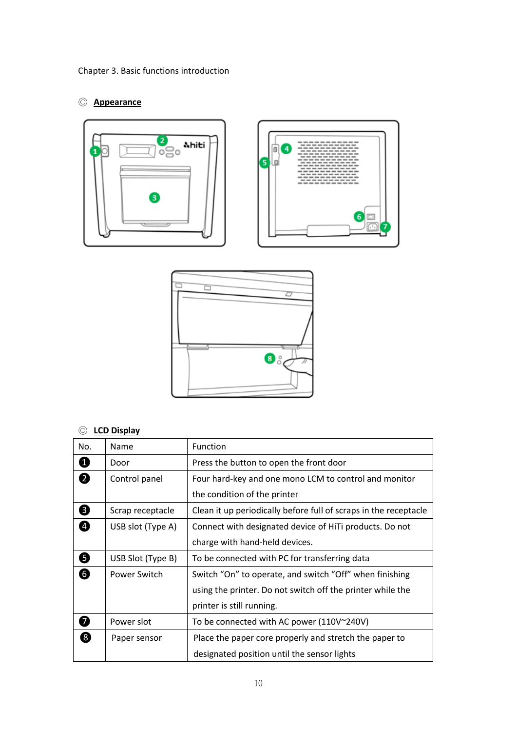Chapter 3. Basic functions introduction

## ◎ Appearance

## ◎ LCD Display

| No. | Name | Function |
|---|---|---|
| ❶ | Door | Press the button to open the front door |
| ❷ | Control panel | Four hard-key and one mono LCM to control and monitor the condition of the printer |
| ❸ | Scrap receptacle | Clean it up periodically before full of scraps in the receptacle |
| ❹ | USB slot (Type A) | Connect with designated device of HiTi products. Do not charge with hand-held devices. |
| ❺ | USB Slot (Type B) | To be connected with PC for transferring data |
| ❻ | Power Switch | Switch "On" to operate, and switch "Off" when finishing using the printer. Do not switch off the printer while the printer is still running. |
| ❼ | Power slot | To be connected with AC power (110V~240V) |
| ❽ | Paper sensor | Place the paper core properly and stretch the paper to designated position until the sensor lights |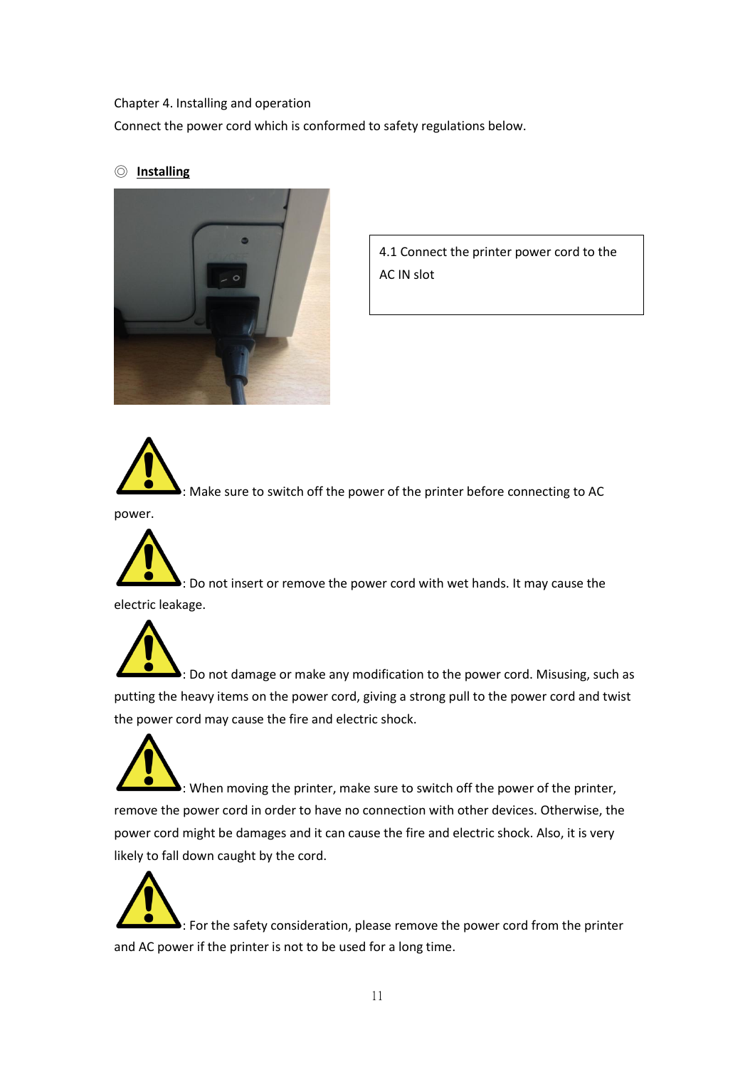Chapter 4. Installing and operation

Connect the power cord which is conformed to safety regulations below.

◎ **Installing**

4.1 Connect the printer power cord to the AC IN slot

⚠: Make sure to switch off the power of the printer before connecting to AC power.

⚠: Do not insert or remove the power cord with wet hands. It may cause the electric leakage.

⚠: Do not damage or make any modification to the power cord. Misusing, such as putting the heavy items on the power cord, giving a strong pull to the power cord and twist the power cord may cause the fire and electric shock.

⚠: When moving the printer, make sure to switch off the power of the printer, remove the power cord in order to have no connection with other devices. Otherwise, the power cord might be damages and it can cause the fire and electric shock. Also, it is very likely to fall down caught by the cord.

⚠: For the safety consideration, please remove the power cord from the printer and AC power if the printer is not to be used for a long time.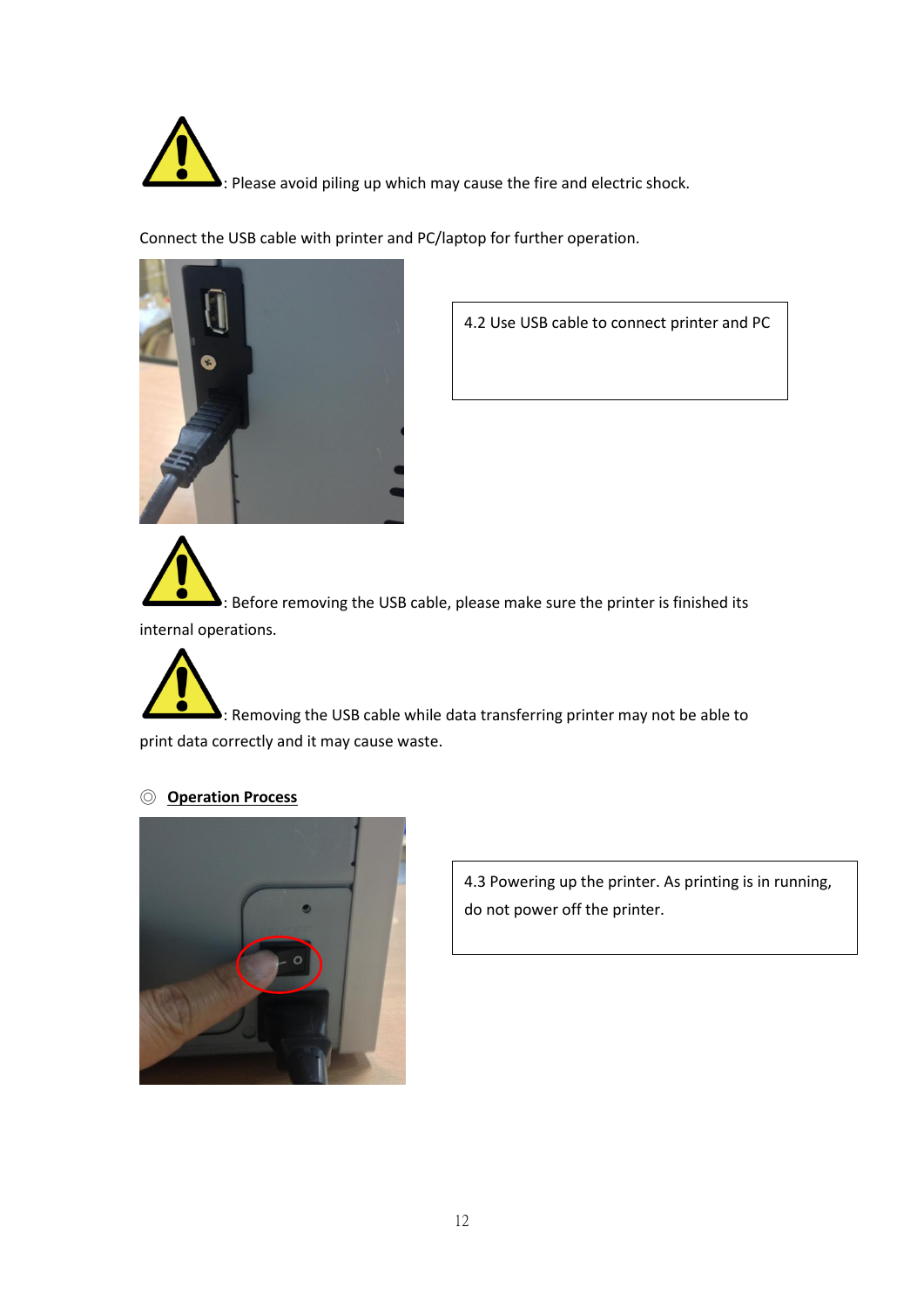⚠: Please avoid piling up which may cause the fire and electric shock.

Connect the USB cable with printer and PC/laptop for further operation.

4.2 Use USB cable to connect printer and PC

⚠: Before removing the USB cable, please make sure the printer is finished its internal operations.

⚠: Removing the USB cable while data transferring printer may not be able to print data correctly and it may cause waste.

◎ **Operation Process**

4.3 Powering up the printer. As printing is in running, do not power off the printer.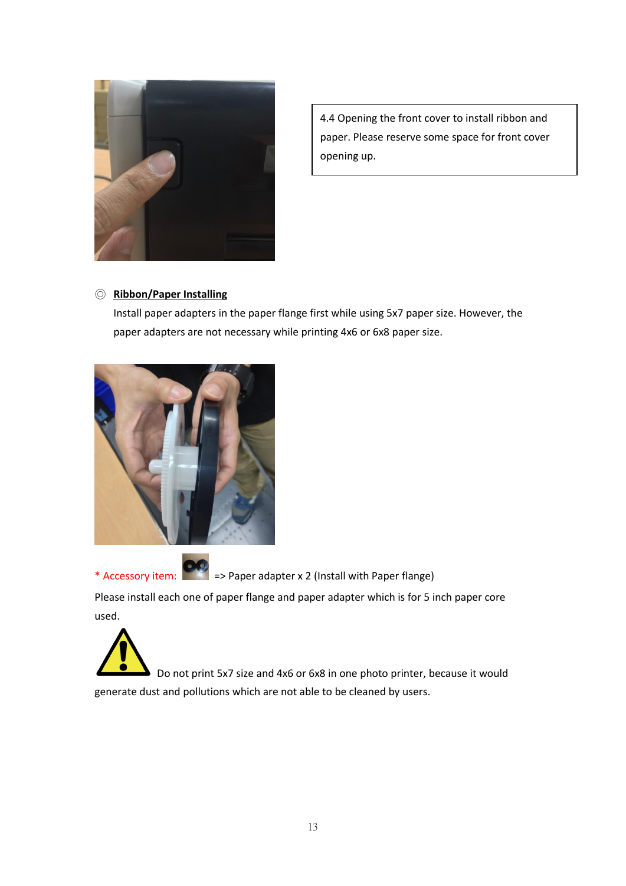4.4 Opening the front cover to install ribbon and paper. Please reserve some space for front cover opening up.

◎ **Ribbon/Paper Installing**

Install paper adapters in the paper flange first while using 5x7 paper size. However, the paper adapters are not necessary while printing 4x6 or 6x8 paper size.

\* Accessory item: => Paper adapter x 2 (Install with Paper flange)

Please install each one of paper flange and paper adapter which is for 5 inch paper core used.

Do not print 5x7 size and 4x6 or 6x8 in one photo printer, because it would generate dust and pollutions which are not able to be cleaned by users.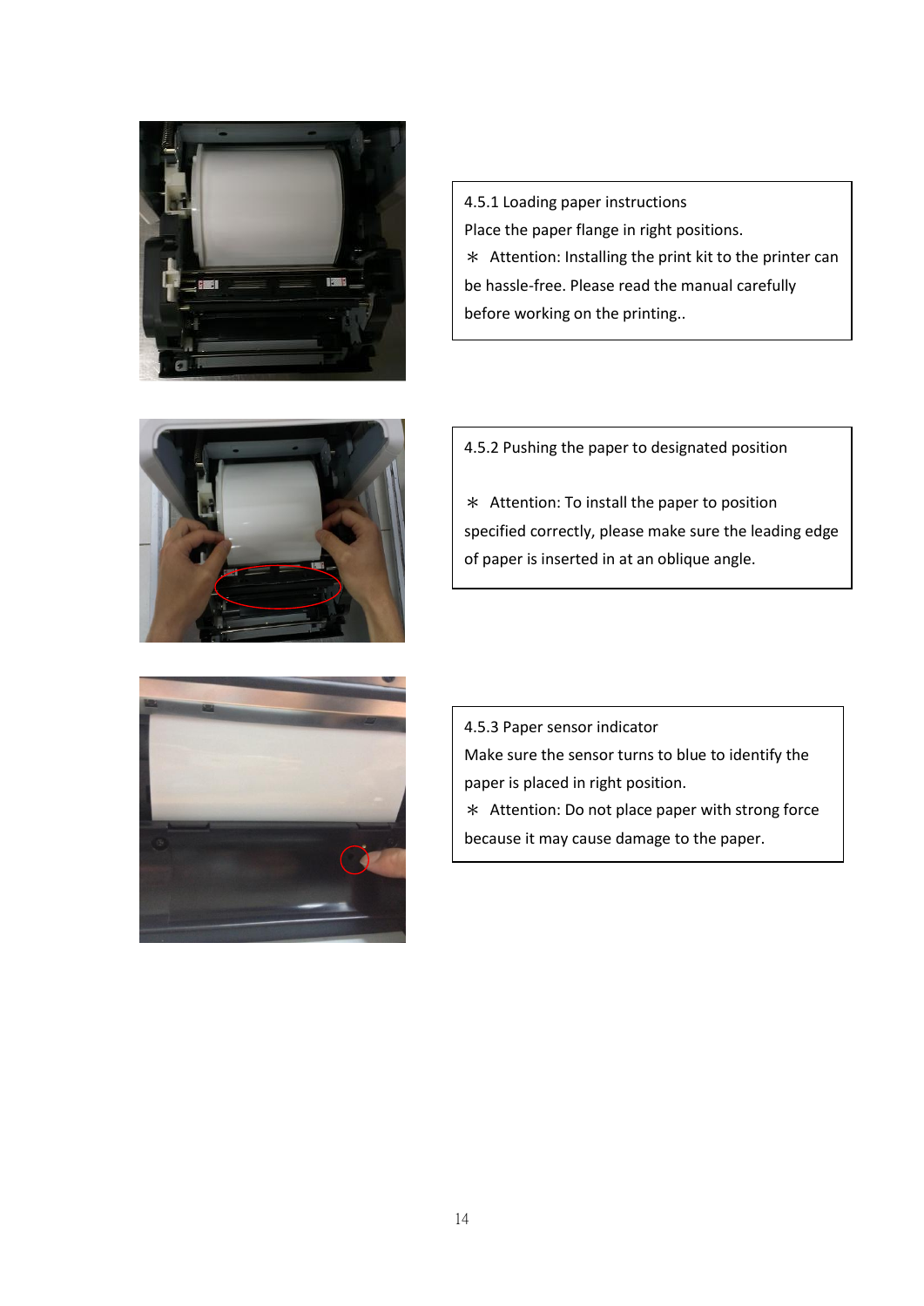4.5.1 Loading paper instructions

Place the paper flange in right positions.

＊ Attention: Installing the print kit to the printer can be hassle-free. Please read the manual carefully before working on the printing..

4.5.2 Pushing the paper to designated position

＊ Attention: To install the paper to position specified correctly, please make sure the leading edge of paper is inserted in at an oblique angle.

4.5.3 Paper sensor indicator

Make sure the sensor turns to blue to identify the paper is placed in right position.

＊ Attention: Do not place paper with strong force because it may cause damage to the paper.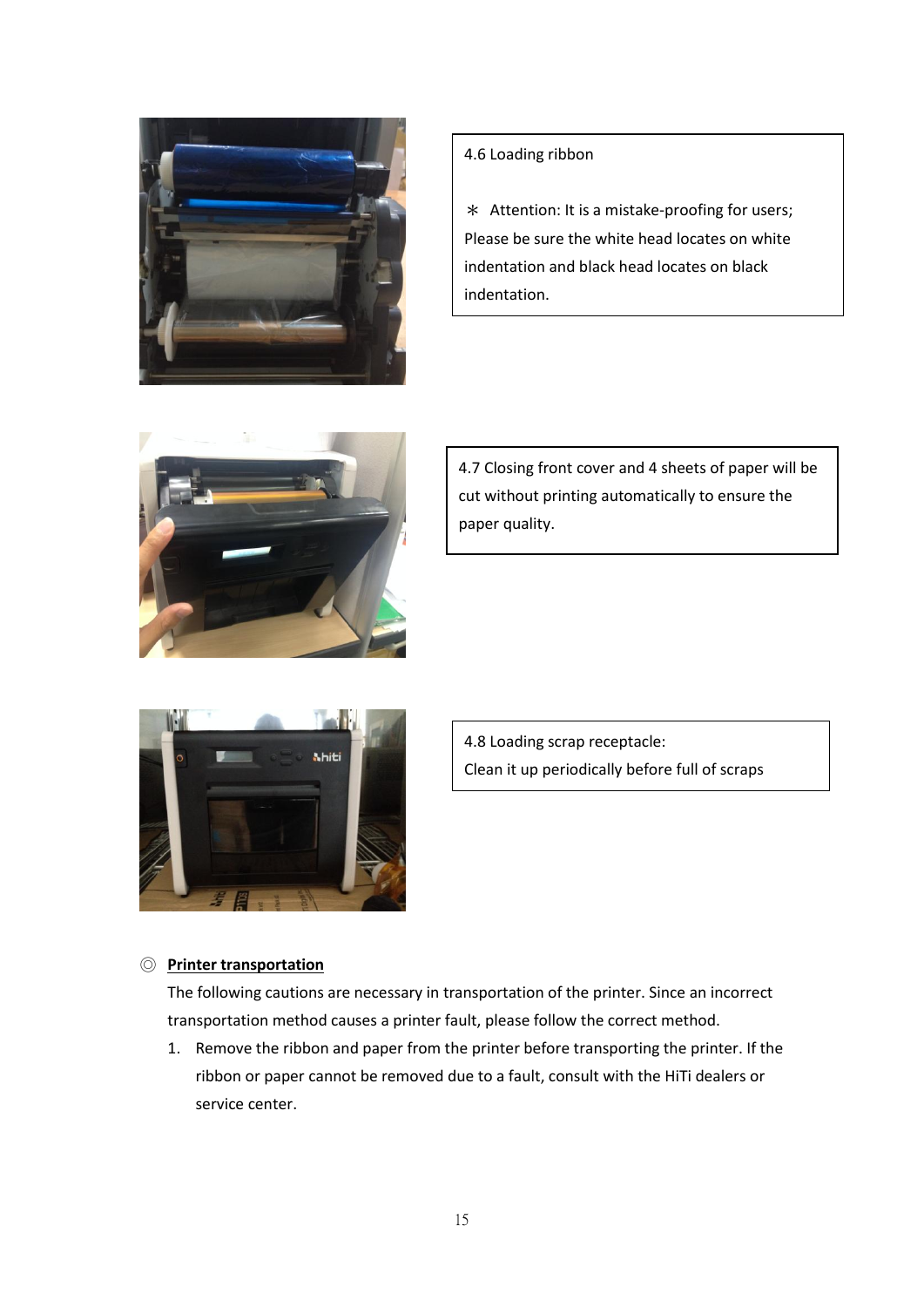4.6 Loading ribbon

＊ Attention: It is a mistake-proofing for users; Please be sure the white head locates on white indentation and black head locates on black indentation.

4.7 Closing front cover and 4 sheets of paper will be cut without printing automatically to ensure the paper quality.

4.8 Loading scrap receptacle:
Clean it up periodically before full of scraps

◎ **Printer transportation**

The following cautions are necessary in transportation of the printer. Since an incorrect transportation method causes a printer fault, please follow the correct method.

1. Remove the ribbon and paper from the printer before transporting the printer. If the ribbon or paper cannot be removed due to a fault, consult with the HiTi dealers or service center.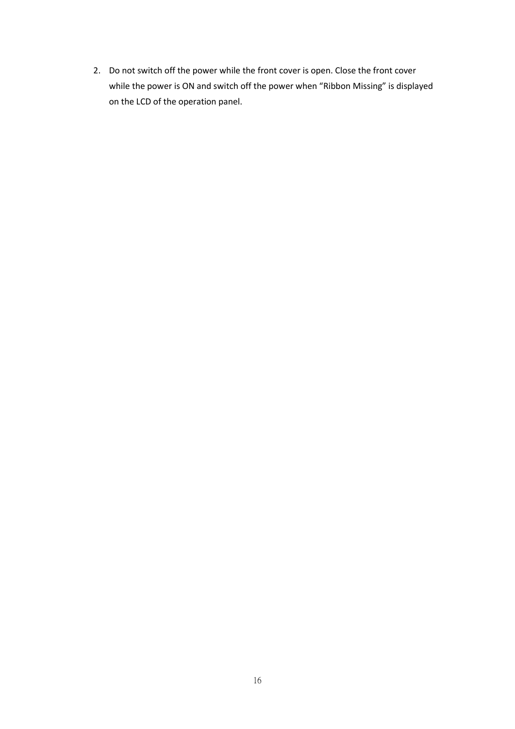2. Do not switch off the power while the front cover is open. Close the front cover while the power is ON and switch off the power when “Ribbon Missing” is displayed on the LCD of the operation panel.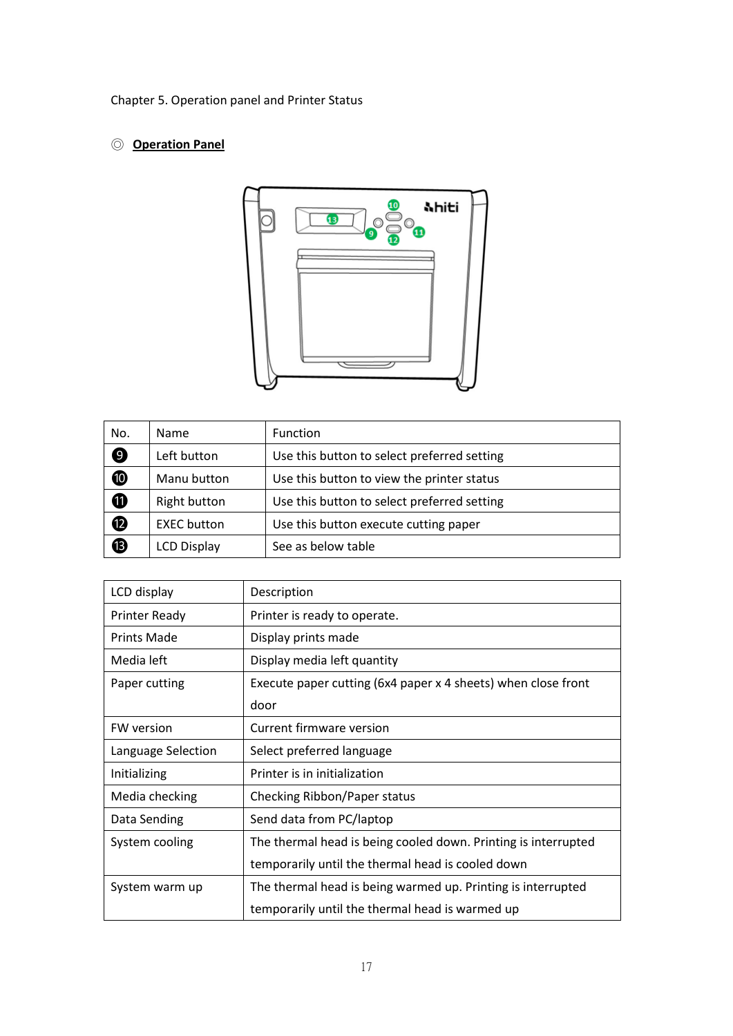Chapter 5. Operation panel and Printer Status

## ◎ Operation Panel

| No. | Name | Function |
| --- | --- | --- |
| ❾ | Left button | Use this button to select preferred setting |
| ❿ | Manu button | Use this button to view the printer status |
| ⓫ | Right button | Use this button to select preferred setting |
| ⓬ | EXEC button | Use this button execute cutting paper |
| ⓭ | LCD Display | See as below table |

| LCD display | Description |
| --- | --- |
| Printer Ready | Printer is ready to operate. |
| Prints Made | Display prints made |
| Media left | Display media left quantity |
| Paper cutting | Execute paper cutting (6x4 paper x 4 sheets) when close front door |
| FW version | Current firmware version |
| Language Selection | Select preferred language |
| Initializing | Printer is in initialization |
| Media checking | Checking Ribbon/Paper status |
| Data Sending | Send data from PC/laptop |
| System cooling | The thermal head is being cooled down. Printing is interrupted temporarily until the thermal head is cooled down |
| System warm up | The thermal head is being warmed up. Printing is interrupted temporarily until the thermal head is warmed up |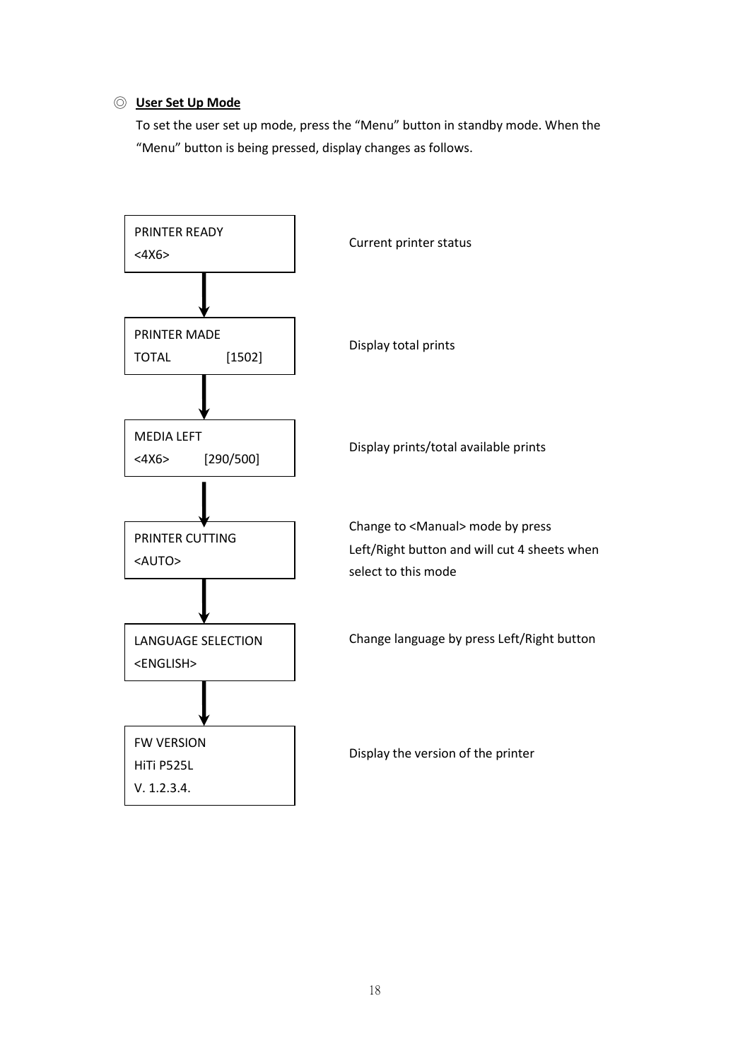◎ **User Set Up Mode**

To set the user set up mode, press the “Menu” button in standby mode. When the “Menu” button is being pressed, display changes as follows.

| Display | Description |
| --- | --- |
| PRINTER READY<br><4X6> | Current printer status |
| PRINTER MADE<br>TOTAL [1502] | Display total prints |
| MEDIA LEFT<br><4X6> [290/500] | Display prints/total available prints |
| PRINTER CUTTING<br><AUTO> | Change to <Manual> mode by press Left/Right button and will cut 4 sheets when select to this mode |
| LANGUAGE SELECTION<br><ENGLISH> | Change language by press Left/Right button |
| FW VERSION<br>HiTi P525L<br>V. 1.2.3.4. | Display the version of the printer |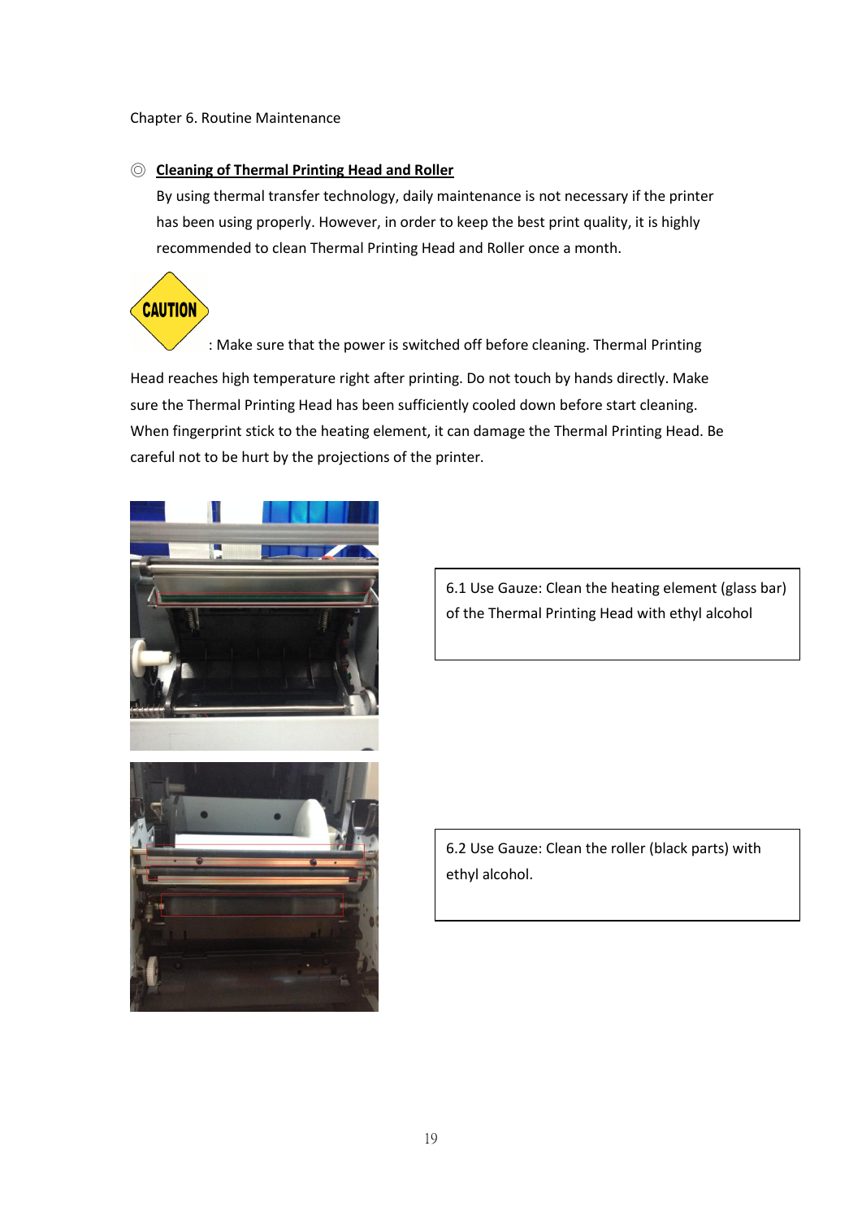Chapter 6. Routine Maintenance

◎ **Cleaning of Thermal Printing Head and Roller**

By using thermal transfer technology, daily maintenance is not necessary if the printer has been using properly. However, in order to keep the best print quality, it is highly recommended to clean Thermal Printing Head and Roller once a month.

**CAUTION**: Make sure that the power is switched off before cleaning. Thermal Printing Head reaches high temperature right after printing. Do not touch by hands directly. Make sure the Thermal Printing Head has been sufficiently cooled down before start cleaning. When fingerprint stick to the heating element, it can damage the Thermal Printing Head. Be careful not to be hurt by the projections of the printer.

6.1 Use Gauze: Clean the heating element (glass bar) of the Thermal Printing Head with ethyl alcohol

6.2 Use Gauze: Clean the roller (black parts) with ethyl alcohol.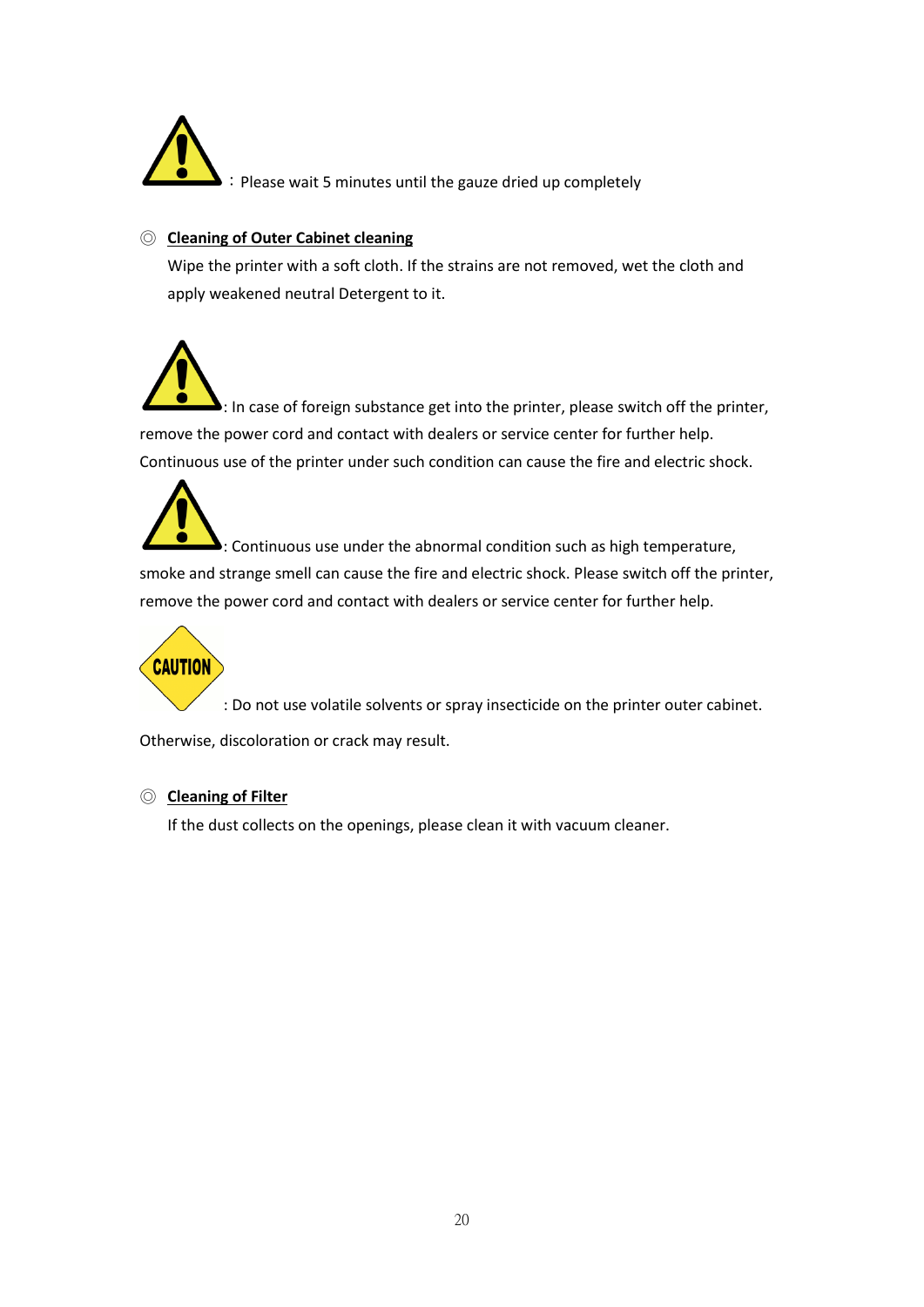：Please wait 5 minutes until the gauze dried up completely

◎ **Cleaning of Outer Cabinet cleaning**

Wipe the printer with a soft cloth. If the strains are not removed, wet the cloth and apply weakened neutral Detergent to it.

: In case of foreign substance get into the printer, please switch off the printer, remove the power cord and contact with dealers or service center for further help. Continuous use of the printer under such condition can cause the fire and electric shock.

: Continuous use under the abnormal condition such as high temperature, smoke and strange smell can cause the fire and electric shock. Please switch off the printer, remove the power cord and contact with dealers or service center for further help.

CAUTION : Do not use volatile solvents or spray insecticide on the printer outer cabinet. Otherwise, discoloration or crack may result.

◎ **Cleaning of Filter**

If the dust collects on the openings, please clean it with vacuum cleaner.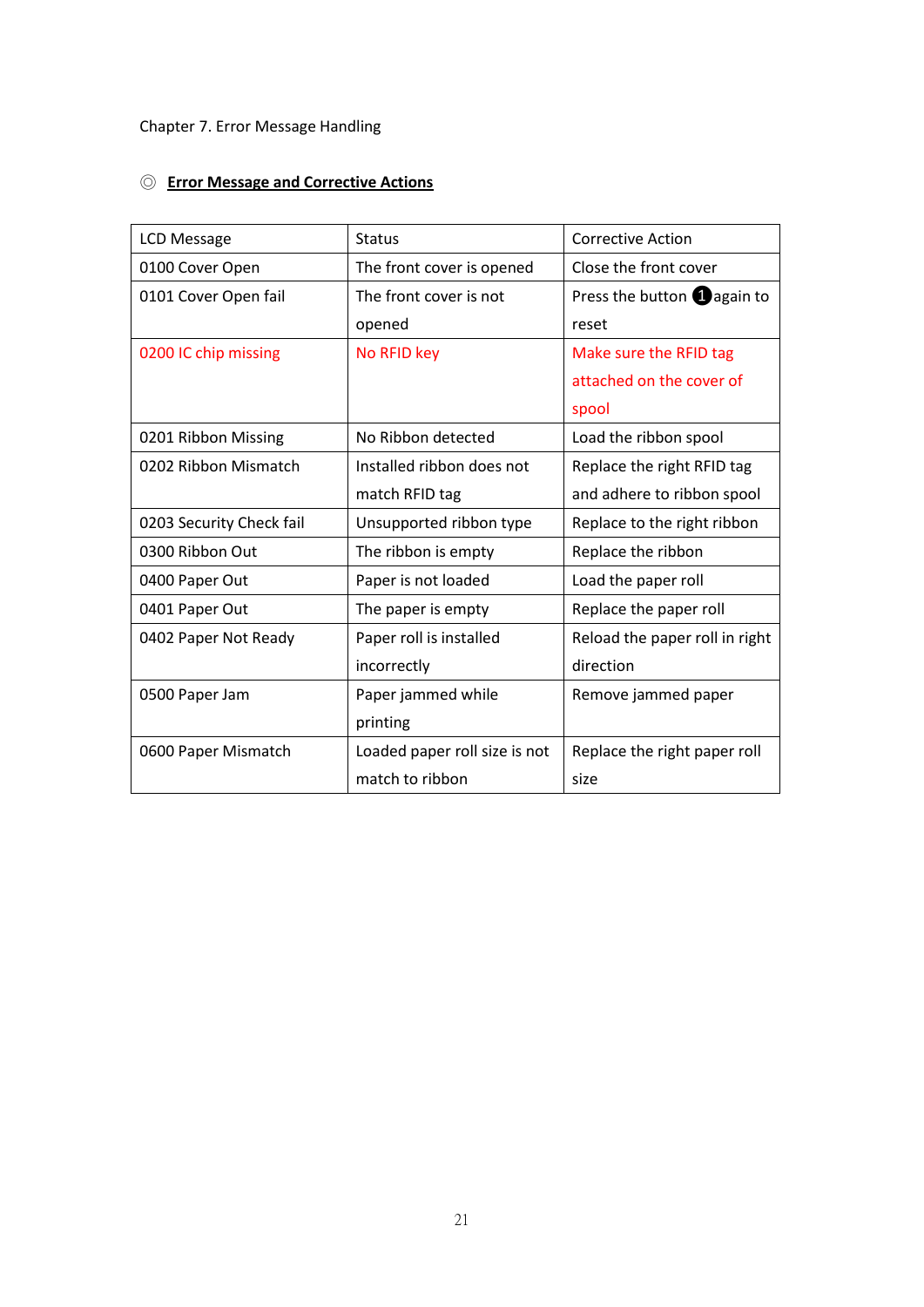Chapter 7. Error Message Handling

◎ **Error Message and Corrective Actions**

| LCD Message | Status | Corrective Action |
|---|---|---|
| 0100 Cover Open | The front cover is opened | Close the front cover |
| 0101 Cover Open fail | The front cover is not opened | Press the button ❶ again to reset |
| 0200 IC chip missing | No RFID key | Make sure the RFID tag attached on the cover of spool |
| 0201 Ribbon Missing | No Ribbon detected | Load the ribbon spool |
| 0202 Ribbon Mismatch | Installed ribbon does not match RFID tag | Replace the right RFID tag and adhere to ribbon spool |
| 0203 Security Check fail | Unsupported ribbon type | Replace to the right ribbon |
| 0300 Ribbon Out | The ribbon is empty | Replace the ribbon |
| 0400 Paper Out | Paper is not loaded | Load the paper roll |
| 0401 Paper Out | The paper is empty | Replace the paper roll |
| 0402 Paper Not Ready | Paper roll is installed incorrectly | Reload the paper roll in right direction |
| 0500 Paper Jam | Paper jammed while printing | Remove jammed paper |
| 0600 Paper Mismatch | Loaded paper roll size is not match to ribbon | Replace the right paper roll size |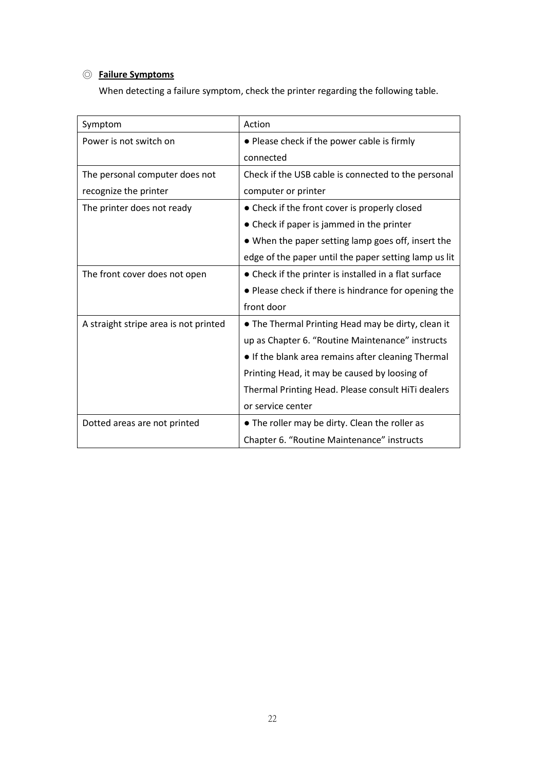◎ **Failure Symptoms**

When detecting a failure symptom, check the printer regarding the following table.

| Symptom | Action |
|---|---|
| Power is not switch on | ● Please check if the power cable is firmly connected |
| The personal computer does not recognize the printer | Check if the USB cable is connected to the personal computer or printer |
| The printer does not ready | ● Check if the front cover is properly closed<br>● Check if paper is jammed in the printer<br>● When the paper setting lamp goes off, insert the edge of the paper until the paper setting lamp us lit |
| The front cover does not open | ● Check if the printer is installed in a flat surface<br>● Please check if there is hindrance for opening the front door |
| A straight stripe area is not printed | ● The Thermal Printing Head may be dirty, clean it up as Chapter 6. “Routine Maintenance” instructs<br>● If the blank area remains after cleaning Thermal Printing Head, it may be caused by loosing of Thermal Printing Head. Please consult HiTi dealers or service center |
| Dotted areas are not printed | ● The roller may be dirty. Clean the roller as Chapter 6. “Routine Maintenance” instructs |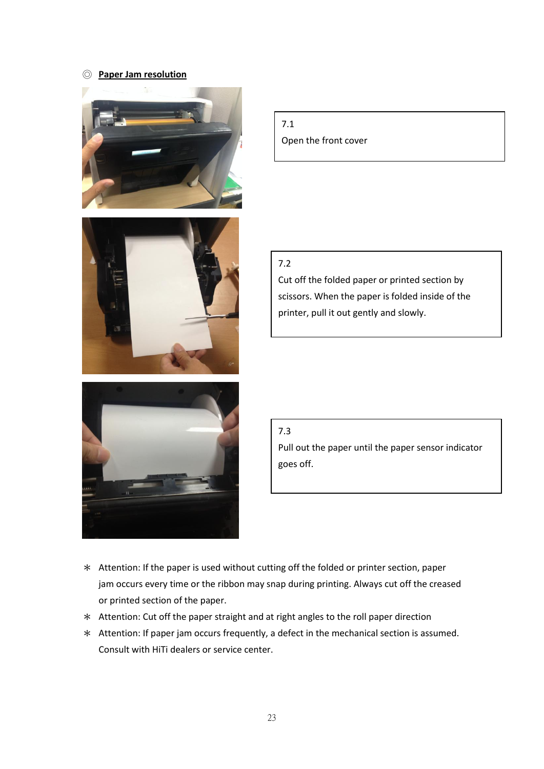◎ **Paper Jam resolution**

7.1
Open the front cover

7.2
Cut off the folded paper or printed section by scissors. When the paper is folded inside of the printer, pull it out gently and slowly.

7.3
Pull out the paper until the paper sensor indicator goes off.

∗ Attention: If the paper is used without cutting off the folded or printer section, paper jam occurs every time or the ribbon may snap during printing. Always cut off the creased or printed section of the paper.

∗ Attention: Cut off the paper straight and at right angles to the roll paper direction

∗ Attention: If paper jam occurs frequently, a defect in the mechanical section is assumed. Consult with HiTi dealers or service center.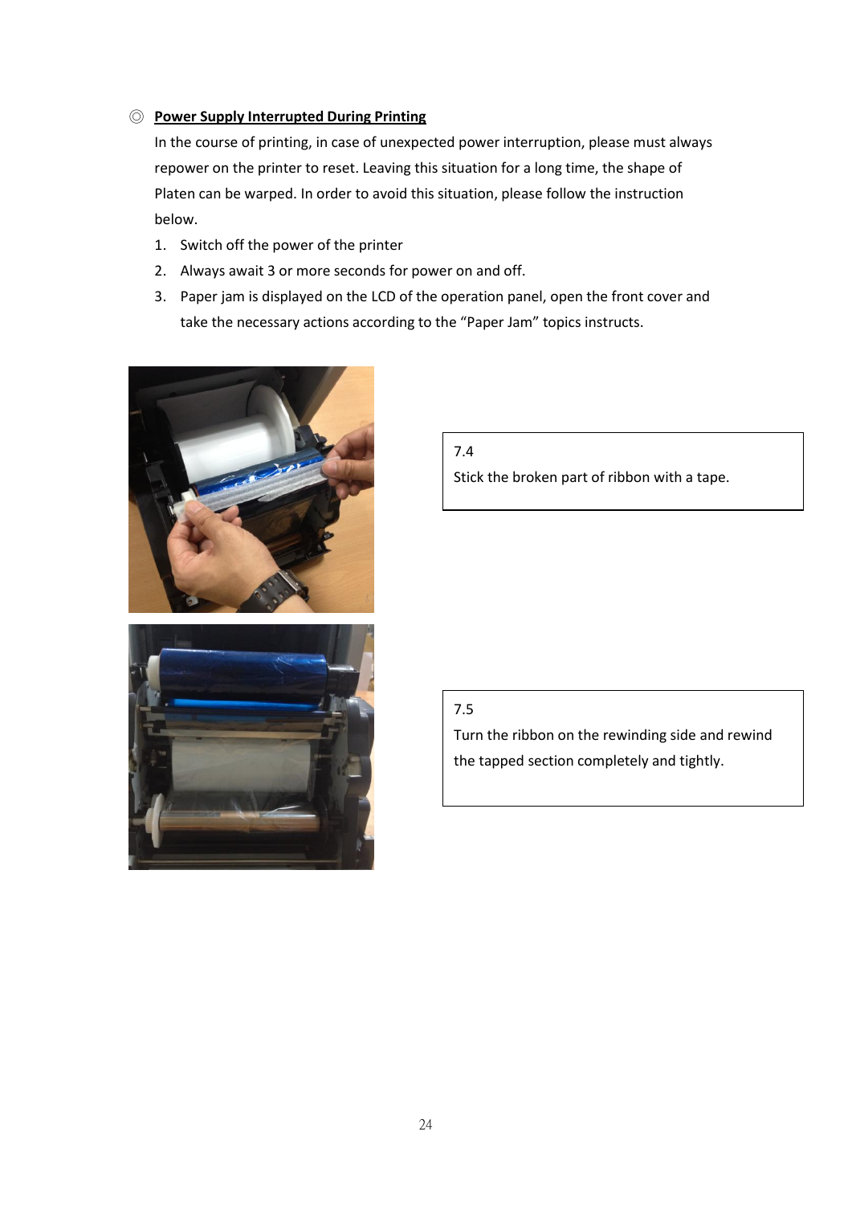◎ **Power Supply Interrupted During Printing**

In the course of printing, in case of unexpected power interruption, please must always repower on the printer to reset. Leaving this situation for a long time, the shape of Platen can be warped. In order to avoid this situation, please follow the instruction below.

1. Switch off the power of the printer
2. Always await 3 or more seconds for power on and off.
3. Paper jam is displayed on the LCD of the operation panel, open the front cover and take the necessary actions according to the "Paper Jam" topics instructs.

7.4

Stick the broken part of ribbon with a tape.

7.5

Turn the ribbon on the rewinding side and rewind the tapped section completely and tightly.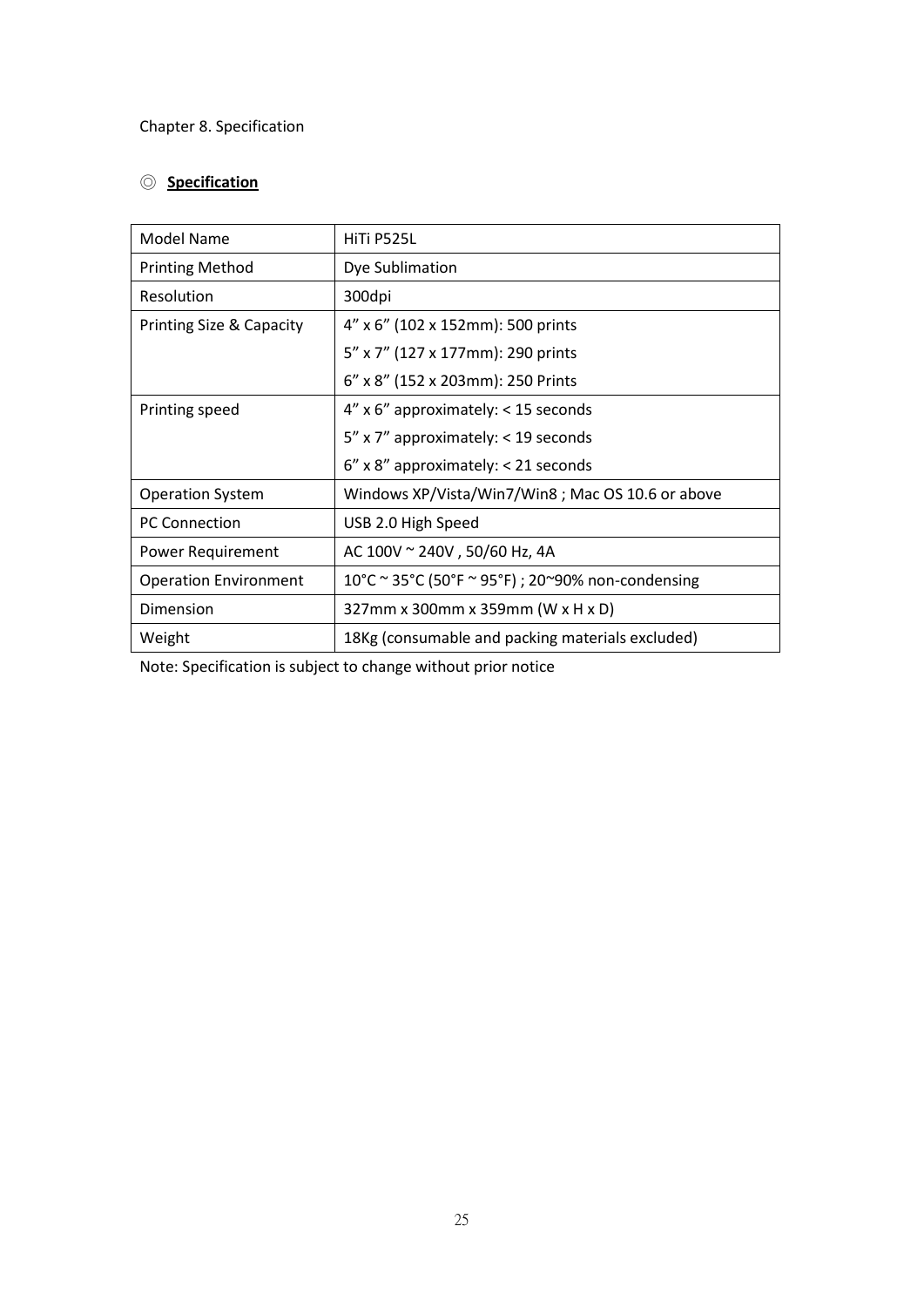Chapter 8. Specification

## ◎ **Specification**

| | |
|---|---|
| Model Name | HiTi P525L |
| Printing Method | Dye Sublimation |
| Resolution | 300dpi |
| Printing Size & Capacity | 4” x 6” (102 x 152mm): 500 prints<br>5” x 7” (127 x 177mm): 290 prints<br>6” x 8” (152 x 203mm): 250 Prints |
| Printing speed | 4” x 6” approximately: < 15 seconds<br>5” x 7” approximately: < 19 seconds<br>6” x 8” approximately: < 21 seconds |
| Operation System | Windows XP/Vista/Win7/Win8 ; Mac OS 10.6 or above |
| PC Connection | USB 2.0 High Speed |
| Power Requirement | AC 100V ~ 240V , 50/60 Hz, 4A |
| Operation Environment | 10°C ~ 35°C (50°F ~ 95°F) ; 20~90% non-condensing |
| Dimension | 327mm x 300mm x 359mm (W x H x D) |
| Weight | 18Kg (consumable and packing materials excluded) |

Note: Specification is subject to change without prior notice